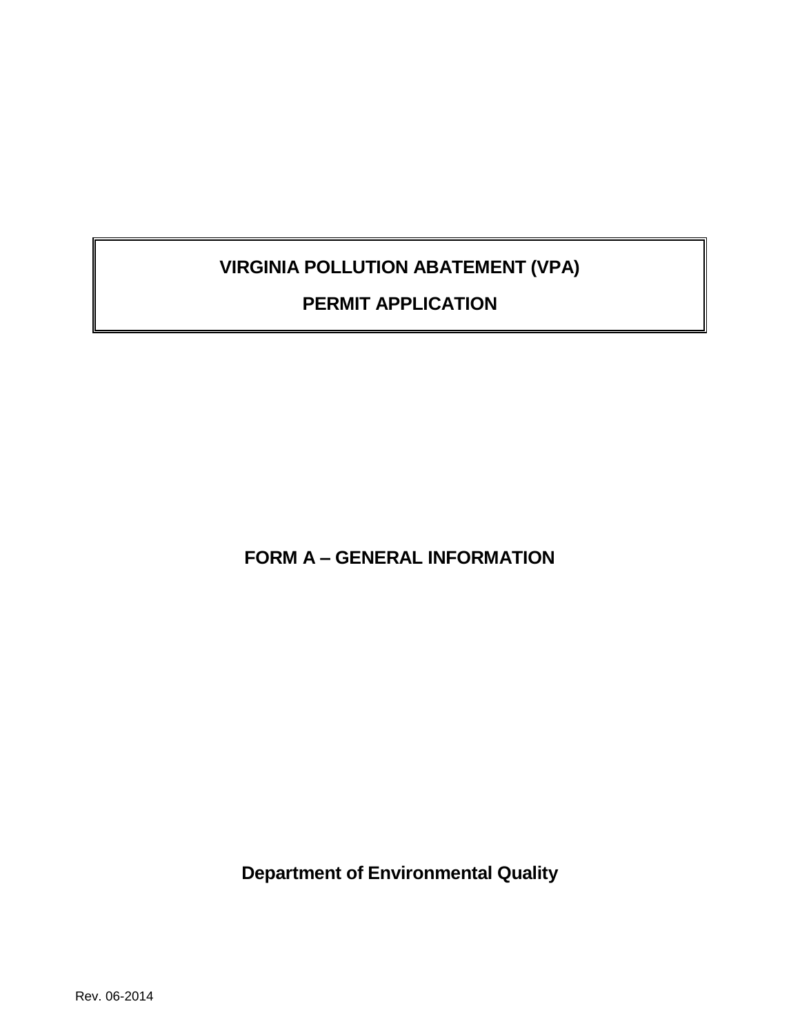# VIRGINIA POLLUTION ABATEMENT (VPA)

# PERMIT APPLICATION

## FORM A – GENERAL INFORMATION

**Department of Environmental Quality**

Rev. 06-2014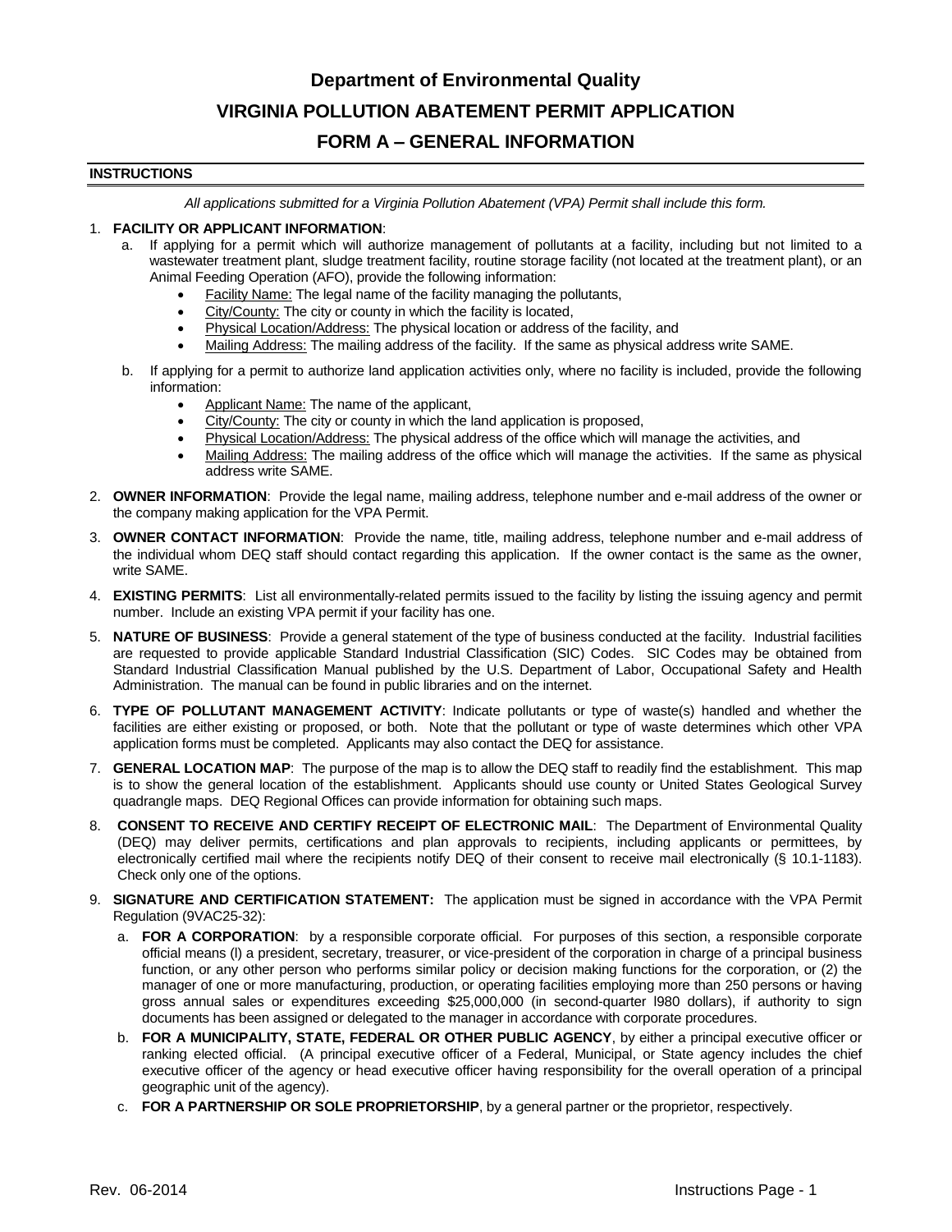# Department of Environmental Quality

# VIRGINIA POLLUTION ABATEMENT PERMIT APPLICATION

# FORM A – GENERAL INFORMATION

## INSTRUCTIONS

*All applications submitted for a Virginia Pollution Abatement (VPA) Permit shall include this form.*

1. **FACILITY OR APPLICANT INFORMATION**:
   a. If applying for a permit which will authorize management of pollutants at a facility, including but not limited to a wastewater treatment plant, sludge treatment facility, routine storage facility (not located at the treatment plant), or an Animal Feeding Operation (AFO), provide the following information:
      - Facility Name: The legal name of the facility managing the pollutants,
      - City/County: The city or county in which the facility is located,
      - Physical Location/Address: The physical location or address of the facility, and
      - Mailing Address: The mailing address of the facility. If the same as physical address write SAME.

   b. If applying for a permit to authorize land application activities only, where no facility is included, provide the following information:
      - Applicant Name: The name of the applicant,
      - City/County: The city or county in which the land application is proposed,
      - Physical Location/Address: The physical address of the office which will manage the activities, and
      - Mailing Address: The mailing address of the office which will manage the activities. If the same as physical address write SAME.

2. **OWNER INFORMATION**: Provide the legal name, mailing address, telephone number and e-mail address of the owner or the company making application for the VPA Permit.

3. **OWNER CONTACT INFORMATION**: Provide the name, title, mailing address, telephone number and e-mail address of the individual whom DEQ staff should contact regarding this application. If the owner contact is the same as the owner, write SAME.

4. **EXISTING PERMITS**: List all environmentally-related permits issued to the facility by listing the issuing agency and permit number. Include an existing VPA permit if your facility has one.

5. **NATURE OF BUSINESS**: Provide a general statement of the type of business conducted at the facility. Industrial facilities are requested to provide applicable Standard Industrial Classification (SIC) Codes. SIC Codes may be obtained from Standard Industrial Classification Manual published by the U.S. Department of Labor, Occupational Safety and Health Administration. The manual can be found in public libraries and on the internet.

6. **TYPE OF POLLUTANT MANAGEMENT ACTIVITY**: Indicate pollutants or type of waste(s) handled and whether the facilities are either existing or proposed, or both. Note that the pollutant or type of waste determines which other VPA application forms must be completed. Applicants may also contact the DEQ for assistance.

7. **GENERAL LOCATION MAP**: The purpose of the map is to allow the DEQ staff to readily find the establishment. This map is to show the general location of the establishment. Applicants should use county or United States Geological Survey quadrangle maps. DEQ Regional Offices can provide information for obtaining such maps.

8. **CONSENT TO RECEIVE AND CERTIFY RECEIPT OF ELECTRONIC MAIL**: The Department of Environmental Quality (DEQ) may deliver permits, certifications and plan approvals to recipients, including applicants or permittees, by electronically certified mail where the recipients notify DEQ of their consent to receive mail electronically (§ 10.1-1183). Check only one of the options.

9. **SIGNATURE AND CERTIFICATION STATEMENT:** The application must be signed in accordance with the VPA Permit Regulation (9VAC25-32):
   a. **FOR A CORPORATION**: by a responsible corporate official. For purposes of this section, a responsible corporate official means (l) a president, secretary, treasurer, or vice-president of the corporation in charge of a principal business function, or any other person who performs similar policy or decision making functions for the corporation, or (2) the manager of one or more manufacturing, production, or operating facilities employing more than 250 persons or having gross annual sales or expenditures exceeding $25,000,000 (in second-quarter l980 dollars), if authority to sign documents has been assigned or delegated to the manager in accordance with corporate procedures.
   b. **FOR A MUNICIPALITY, STATE, FEDERAL OR OTHER PUBLIC AGENCY**, by either a principal executive officer or ranking elected official. (A principal executive officer of a Federal, Municipal, or State agency includes the chief executive officer of the agency or head executive officer having responsibility for the overall operation of a principal geographic unit of the agency).
   c. **FOR A PARTNERSHIP OR SOLE PROPRIETORSHIP**, by a general partner or the proprietor, respectively.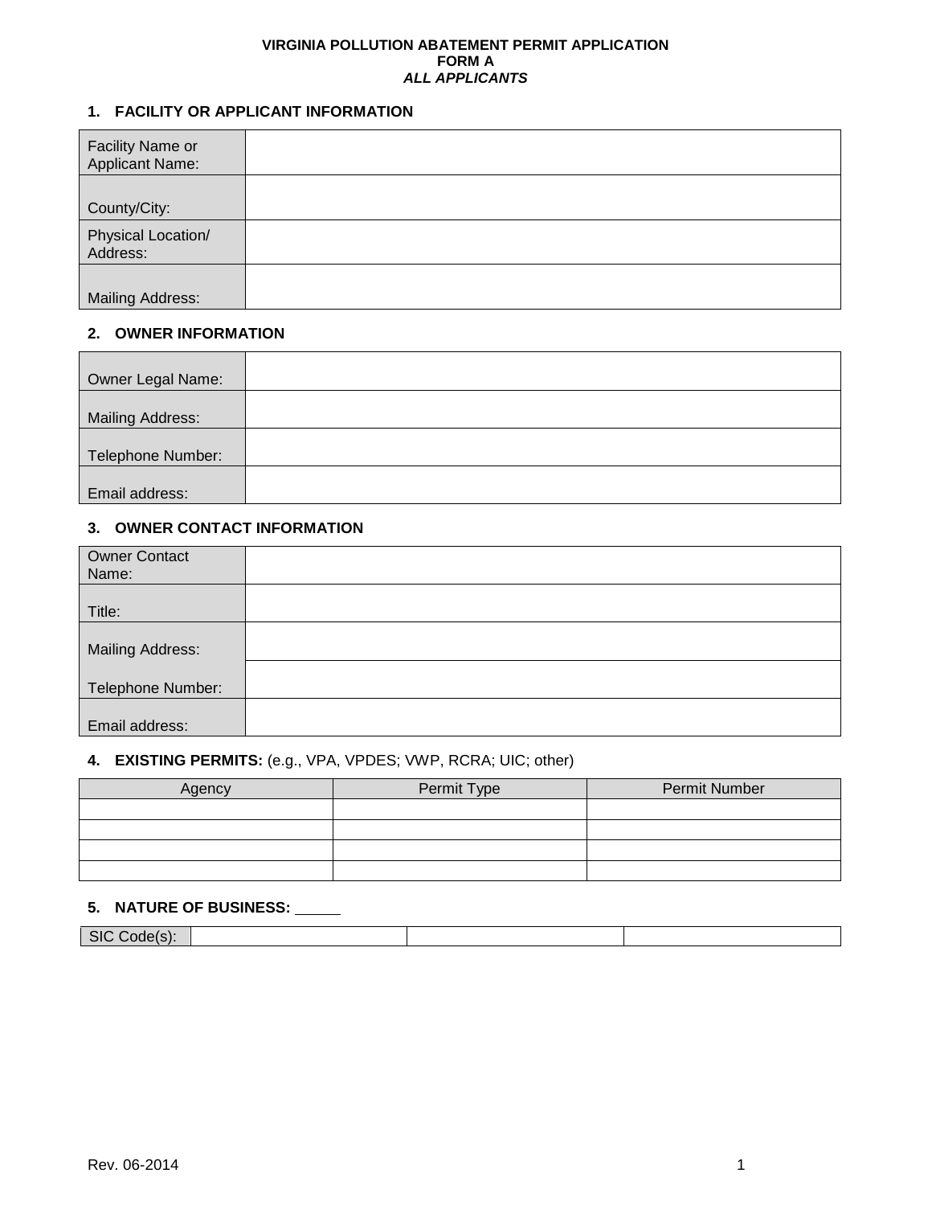**VIRGINIA POLLUTION ABATEMENT PERMIT APPLICATION**
**FORM A**
***ALL APPLICANTS***

### 1. FACILITY OR APPLICANT INFORMATION

| | |
|---|---|
| Facility Name or Applicant Name: | |
| County/City: | |
| Physical Location/ Address: | |
| Mailing Address: | |

### 2. OWNER INFORMATION

| | |
|---|---|
| Owner Legal Name: | |
| Mailing Address: | |
| Telephone Number: | |
| Email address: | |

### 3. OWNER CONTACT INFORMATION

| | |
|---|---|
| Owner Contact Name: | |
| Title: | |
| Mailing Address: | |
| Telephone Number: | |
| Email address: | |

### 4. EXISTING PERMITS: (e.g., VPA, VPDES; VWP, RCRA; UIC; other)

| Agency | Permit Type | Permit Number |
|---|---|---|
| | | |
| | | |
| | | |
| | | |

### 5. NATURE OF BUSINESS: _____

| SIC Code(s): | | | |
|---|---|---|---|

Rev. 06-2014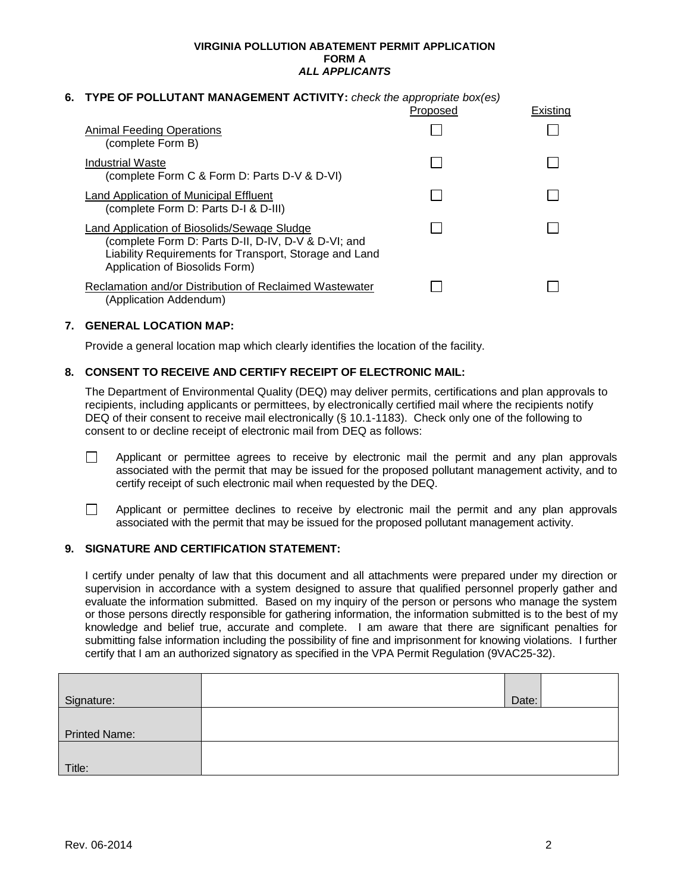**VIRGINIA POLLUTION ABATEMENT PERMIT APPLICATION**
**FORM A**
***ALL APPLICANTS***

**6. TYPE OF POLLUTANT MANAGEMENT ACTIVITY:** *check the appropriate box(es)*

| | Proposed | Existing |
|---|---|---|
| Animal Feeding Operations (complete Form B) | ☐ | ☐ |
| Industrial Waste (complete Form C & Form D: Parts D-V & D-VI) | ☐ | ☐ |
| Land Application of Municipal Effluent (complete Form D: Parts D-I & D-III) | ☐ | ☐ |
| Land Application of Biosolids/Sewage Sludge (complete Form D: Parts D-II, D-IV, D-V & D-VI; and Liability Requirements for Transport, Storage and Land Application of Biosolids Form) | ☐ | ☐ |
| Reclamation and/or Distribution of Reclaimed Wastewater (Application Addendum) | ☐ | ☐ |

**7. GENERAL LOCATION MAP:**

Provide a general location map which clearly identifies the location of the facility.

**8. CONSENT TO RECEIVE AND CERTIFY RECEIPT OF ELECTRONIC MAIL:**

The Department of Environmental Quality (DEQ) may deliver permits, certifications and plan approvals to recipients, including applicants or permittees, by electronically certified mail where the recipients notify DEQ of their consent to receive mail electronically (§ 10.1-1183). Check only one of the following to consent to or decline receipt of electronic mail from DEQ as follows:

☐ Applicant or permittee agrees to receive by electronic mail the permit and any plan approvals associated with the permit that may be issued for the proposed pollutant management activity, and to certify receipt of such electronic mail when requested by the DEQ.

☐ Applicant or permittee declines to receive by electronic mail the permit and any plan approvals associated with the permit that may be issued for the proposed pollutant management activity.

**9. SIGNATURE AND CERTIFICATION STATEMENT:**

I certify under penalty of law that this document and all attachments were prepared under my direction or supervision in accordance with a system designed to assure that qualified personnel properly gather and evaluate the information submitted. Based on my inquiry of the person or persons who manage the system or those persons directly responsible for gathering information, the information submitted is to the best of my knowledge and belief true, accurate and complete. I am aware that there are significant penalties for submitting false information including the possibility of fine and imprisonment for knowing violations. I further certify that I am an authorized signatory as specified in the VPA Permit Regulation (9VAC25-32).

| | | | |
|---|---|---|---|
| Signature: | | Date: | |
| Printed Name: | | | |
| Title: | | | |

Rev. 06-2014